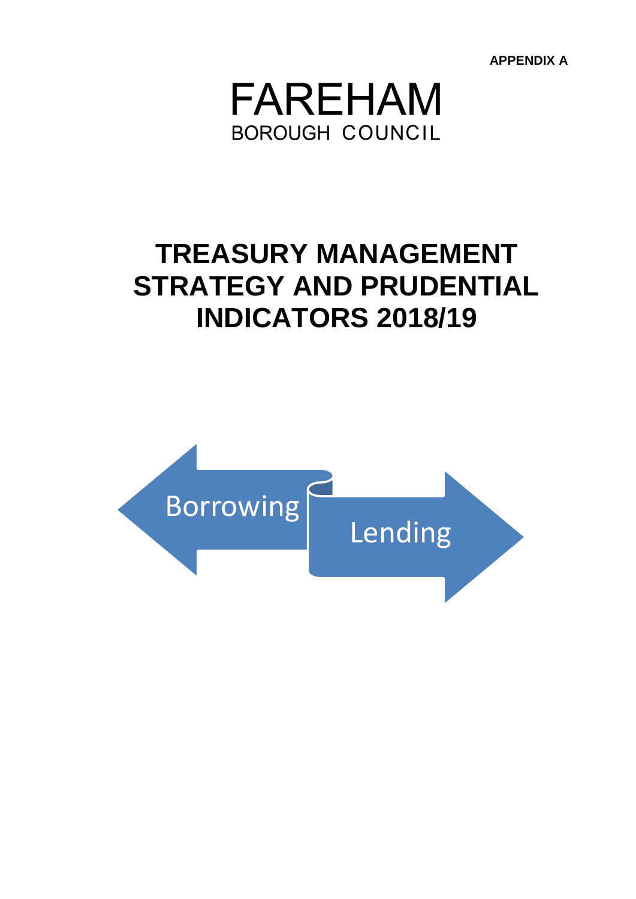**APPENDIX A**

FAREHAM
BOROUGH COUNCIL

# TREASURY MANAGEMENT STRATEGY AND PRUDENTIAL INDICATORS 2018/19

Borrowing

Lending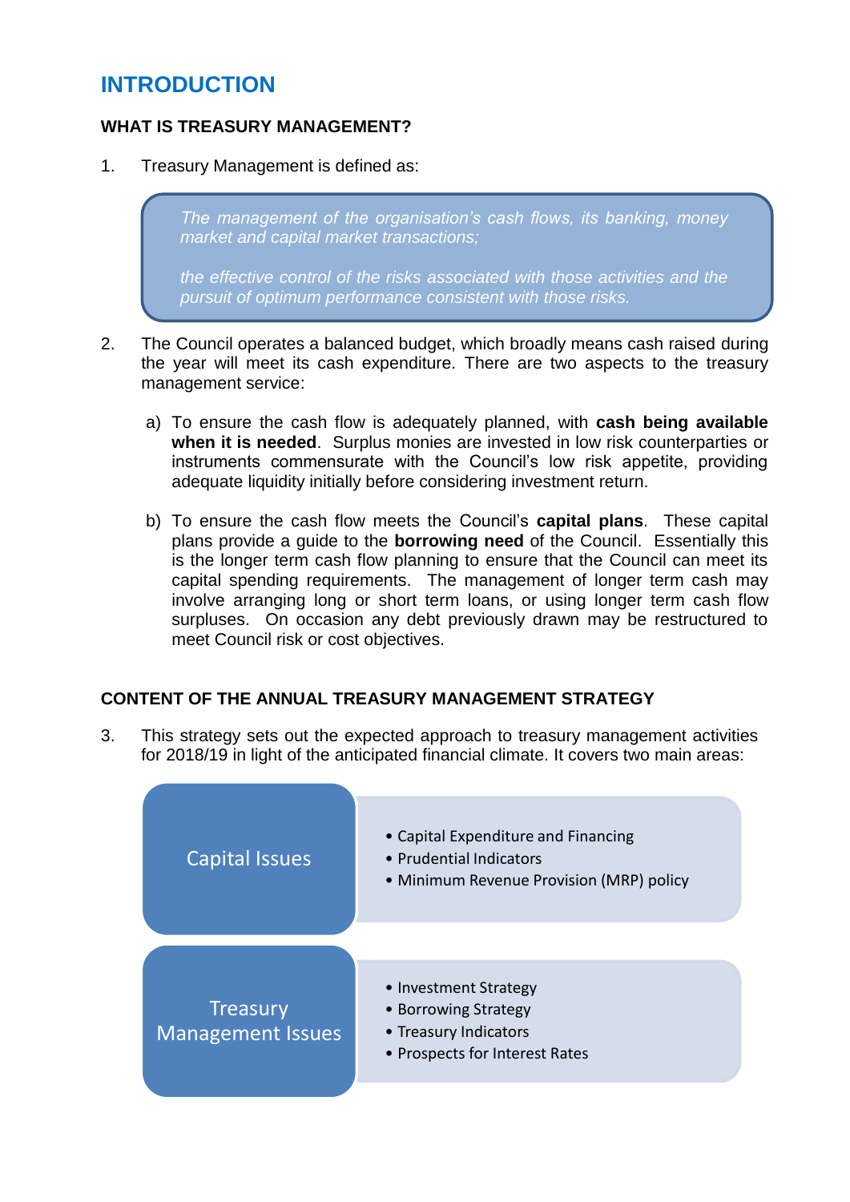# INTRODUCTION

## WHAT IS TREASURY MANAGEMENT?

1. Treasury Management is defined as:

> *The management of the organisation's cash flows, its banking, money market and capital market transactions;*
>
> *the effective control of the risks associated with those activities and the pursuit of optimum performance consistent with those risks.*

2. The Council operates a balanced budget, which broadly means cash raised during the year will meet its cash expenditure. There are two aspects to the treasury management service:

   a) To ensure the cash flow is adequately planned, with **cash being available when it is needed**. Surplus monies are invested in low risk counterparties or instruments commensurate with the Council's low risk appetite, providing adequate liquidity initially before considering investment return.

   b) To ensure the cash flow meets the Council's **capital plans**. These capital plans provide a guide to the **borrowing need** of the Council. Essentially this is the longer term cash flow planning to ensure that the Council can meet its capital spending requirements. The management of longer term cash may involve arranging long or short term loans, or using longer term cash flow surpluses. On occasion any debt previously drawn may be restructured to meet Council risk or cost objectives.

## CONTENT OF THE ANNUAL TREASURY MANAGEMENT STRATEGY

3. This strategy sets out the expected approach to treasury management activities for 2018/19 in light of the anticipated financial climate. It covers two main areas:

| Area | Topics |
| --- | --- |
| Capital Issues | • Capital Expenditure and Financing<br>• Prudential Indicators<br>• Minimum Revenue Provision (MRP) policy |
| Treasury Management Issues | • Investment Strategy<br>• Borrowing Strategy<br>• Treasury Indicators<br>• Prospects for Interest Rates |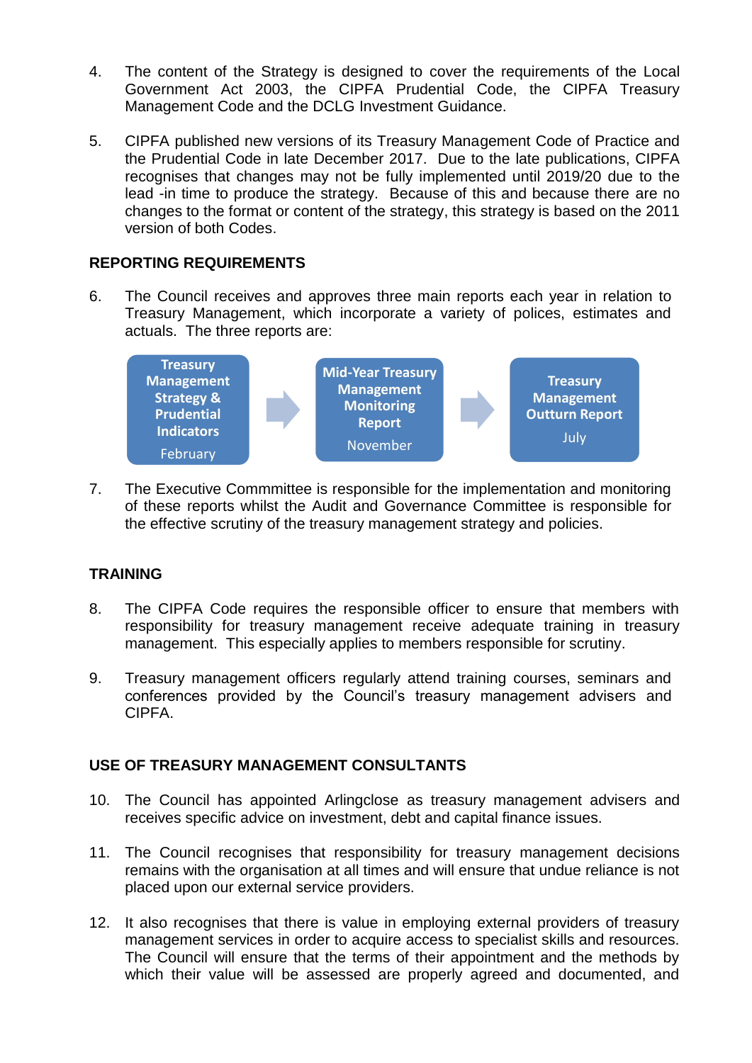4. The content of the Strategy is designed to cover the requirements of the Local Government Act 2003, the CIPFA Prudential Code, the CIPFA Treasury Management Code and the DCLG Investment Guidance.

5. CIPFA published new versions of its Treasury Management Code of Practice and the Prudential Code in late December 2017. Due to the late publications, CIPFA recognises that changes may not be fully implemented until 2019/20 due to the lead -in time to produce the strategy. Because of this and because there are no changes to the format or content of the strategy, this strategy is based on the 2011 version of both Codes.

**REPORTING REQUIREMENTS**

6. The Council receives and approves three main reports each year in relation to Treasury Management, which incorporate a variety of polices, estimates and actuals. The three reports are:

**Treasury Management Strategy & Prudential Indicators** February → **Mid-Year Treasury Management Monitoring Report** November → **Treasury Management Outturn Report** July

7. The Executive Commmittee is responsible for the implementation and monitoring of these reports whilst the Audit and Governance Committee is responsible for the effective scrutiny of the treasury management strategy and policies.

**TRAINING**

8. The CIPFA Code requires the responsible officer to ensure that members with responsibility for treasury management receive adequate training in treasury management. This especially applies to members responsible for scrutiny.

9. Treasury management officers regularly attend training courses, seminars and conferences provided by the Council's treasury management advisers and CIPFA.

**USE OF TREASURY MANAGEMENT CONSULTANTS**

10. The Council has appointed Arlingclose as treasury management advisers and receives specific advice on investment, debt and capital finance issues.

11. The Council recognises that responsibility for treasury management decisions remains with the organisation at all times and will ensure that undue reliance is not placed upon our external service providers.

12. It also recognises that there is value in employing external providers of treasury management services in order to acquire access to specialist skills and resources. The Council will ensure that the terms of their appointment and the methods by which their value will be assessed are properly agreed and documented, and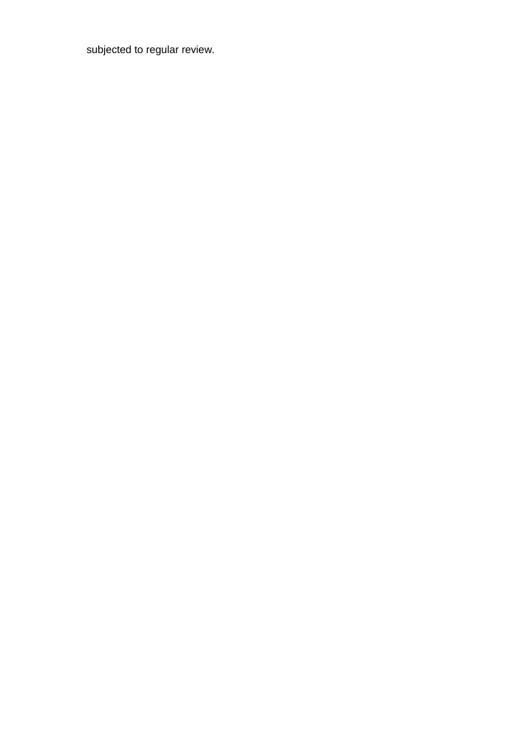subjected to regular review.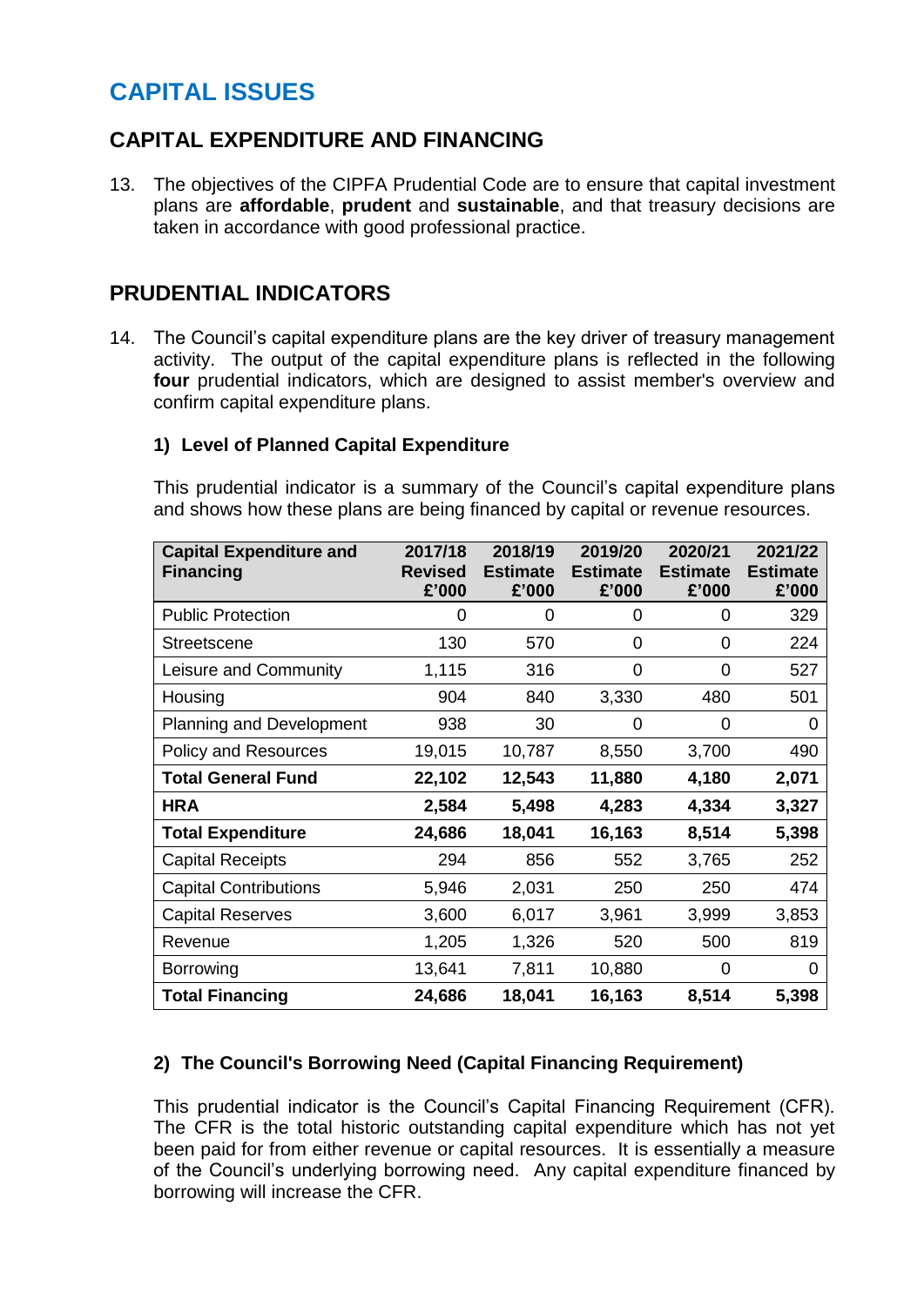# CAPITAL ISSUES

## CAPITAL EXPENDITURE AND FINANCING

13. The objectives of the CIPFA Prudential Code are to ensure that capital investment plans are **affordable**, **prudent** and **sustainable**, and that treasury decisions are taken in accordance with good professional practice.

## PRUDENTIAL INDICATORS

14. The Council's capital expenditure plans are the key driver of treasury management activity. The output of the capital expenditure plans is reflected in the following **four** prudential indicators, which are designed to assist member's overview and confirm capital expenditure plans.

### 1) Level of Planned Capital Expenditure

This prudential indicator is a summary of the Council's capital expenditure plans and shows how these plans are being financed by capital or revenue resources.

| Capital Expenditure and Financing | 2017/18 Revised £'000 | 2018/19 Estimate £'000 | 2019/20 Estimate £'000 | 2020/21 Estimate £'000 | 2021/22 Estimate £'000 |
|---|---|---|---|---|---|
| Public Protection | 0 | 0 | 0 | 0 | 329 |
| Streetscene | 130 | 570 | 0 | 0 | 224 |
| Leisure and Community | 1,115 | 316 | 0 | 0 | 527 |
| Housing | 904 | 840 | 3,330 | 480 | 501 |
| Planning and Development | 938 | 30 | 0 | 0 | 0 |
| Policy and Resources | 19,015 | 10,787 | 8,550 | 3,700 | 490 |
| **Total General Fund** | **22,102** | **12,543** | **11,880** | **4,180** | **2,071** |
| **HRA** | **2,584** | **5,498** | **4,283** | **4,334** | **3,327** |
| **Total Expenditure** | **24,686** | **18,041** | **16,163** | **8,514** | **5,398** |
| Capital Receipts | 294 | 856 | 552 | 3,765 | 252 |
| Capital Contributions | 5,946 | 2,031 | 250 | 250 | 474 |
| Capital Reserves | 3,600 | 6,017 | 3,961 | 3,999 | 3,853 |
| Revenue | 1,205 | 1,326 | 520 | 500 | 819 |
| Borrowing | 13,641 | 7,811 | 10,880 | 0 | 0 |
| **Total Financing** | **24,686** | **18,041** | **16,163** | **8,514** | **5,398** |

### 2) The Council's Borrowing Need (Capital Financing Requirement)

This prudential indicator is the Council's Capital Financing Requirement (CFR). The CFR is the total historic outstanding capital expenditure which has not yet been paid for from either revenue or capital resources. It is essentially a measure of the Council's underlying borrowing need. Any capital expenditure financed by borrowing will increase the CFR.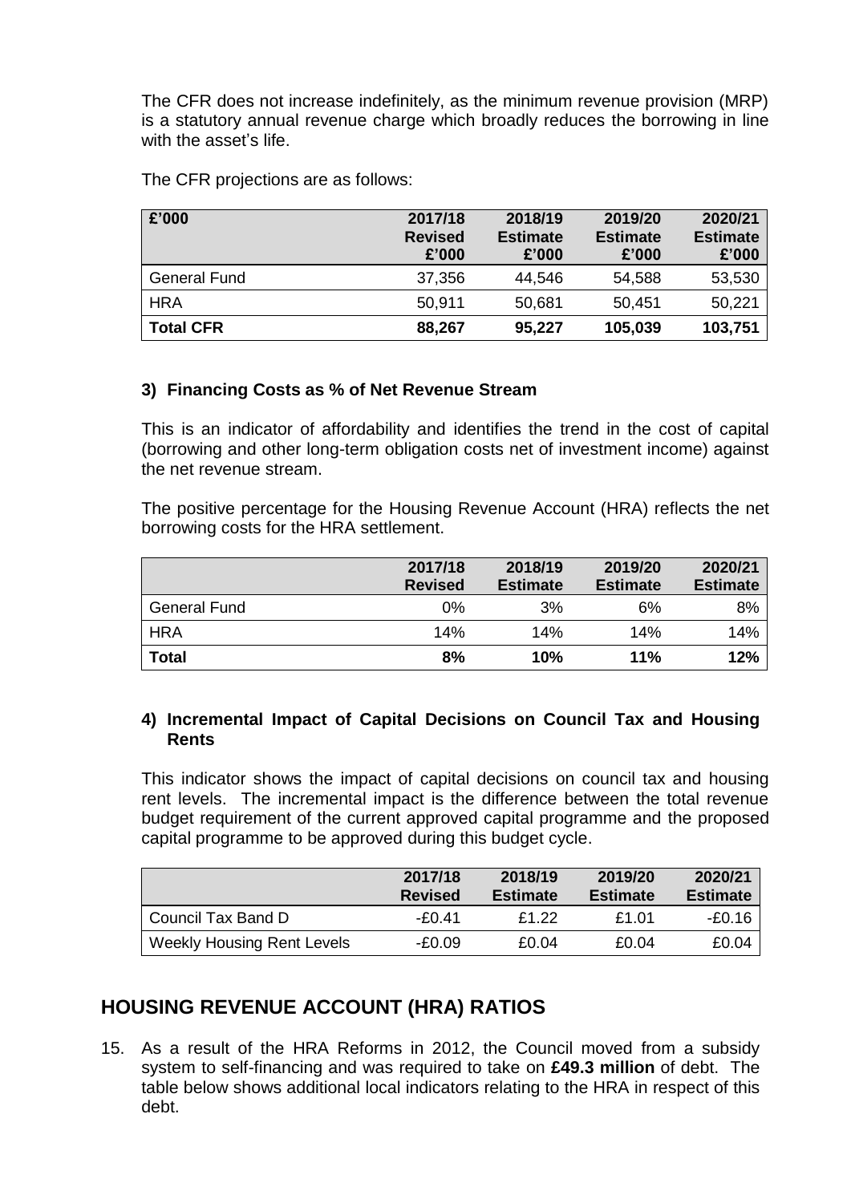The CFR does not increase indefinitely, as the minimum revenue provision (MRP) is a statutory annual revenue charge which broadly reduces the borrowing in line with the asset's life.

The CFR projections are as follows:

| £'000 | 2017/18 Revised £'000 | 2018/19 Estimate £'000 | 2019/20 Estimate £'000 | 2020/21 Estimate £'000 |
|---|---|---|---|---|
| General Fund | 37,356 | 44,546 | 54,588 | 53,530 |
| HRA | 50,911 | 50,681 | 50,451 | 50,221 |
| **Total CFR** | **88,267** | **95,227** | **105,039** | **103,751** |

### 3) Financing Costs as % of Net Revenue Stream

This is an indicator of affordability and identifies the trend in the cost of capital (borrowing and other long-term obligation costs net of investment income) against the net revenue stream.

The positive percentage for the Housing Revenue Account (HRA) reflects the net borrowing costs for the HRA settlement.

| | 2017/18 Revised | 2018/19 Estimate | 2019/20 Estimate | 2020/21 Estimate |
|---|---|---|---|---|
| General Fund | 0% | 3% | 6% | 8% |
| HRA | 14% | 14% | 14% | 14% |
| **Total** | **8%** | **10%** | **11%** | **12%** |

### 4) Incremental Impact of Capital Decisions on Council Tax and Housing Rents

This indicator shows the impact of capital decisions on council tax and housing rent levels. The incremental impact is the difference between the total revenue budget requirement of the current approved capital programme and the proposed capital programme to be approved during this budget cycle.

| | 2017/18 Revised | 2018/19 Estimate | 2019/20 Estimate | 2020/21 Estimate |
|---|---|---|---|---|
| Council Tax Band D | -£0.41 | £1.22 | £1.01 | -£0.16 |
| Weekly Housing Rent Levels | -£0.09 | £0.04 | £0.04 | £0.04 |

## HOUSING REVENUE ACCOUNT (HRA) RATIOS

15. As a result of the HRA Reforms in 2012, the Council moved from a subsidy system to self-financing and was required to take on **£49.3 million** of debt. The table below shows additional local indicators relating to the HRA in respect of this debt.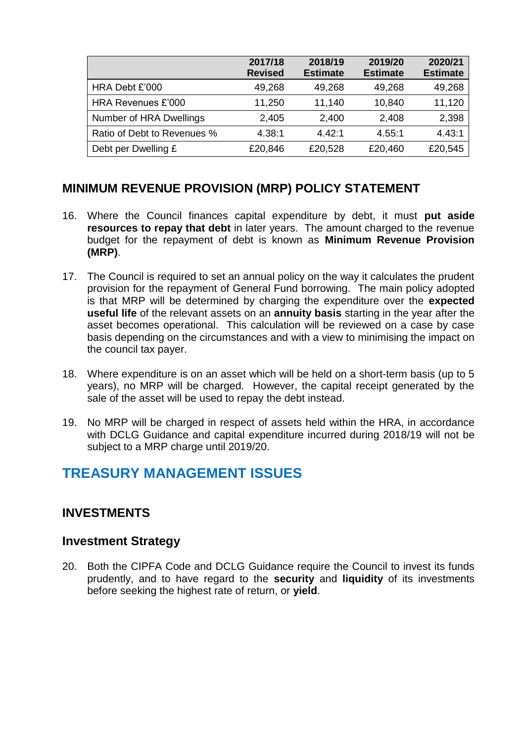| | 2017/18 Revised | 2018/19 Estimate | 2019/20 Estimate | 2020/21 Estimate |
|---|---|---|---|---|
| HRA Debt £'000 | 49,268 | 49,268 | 49,268 | 49,268 |
| HRA Revenues £'000 | 11,250 | 11,140 | 10,840 | 11,120 |
| Number of HRA Dwellings | 2,405 | 2,400 | 2,408 | 2,398 |
| Ratio of Debt to Revenues % | 4.38:1 | 4.42:1 | 4.55:1 | 4.43:1 |
| Debt per Dwelling £ | £20,846 | £20,528 | £20,460 | £20,545 |

## MINIMUM REVENUE PROVISION (MRP) POLICY STATEMENT

16. Where the Council finances capital expenditure by debt, it must **put aside resources to repay that debt** in later years. The amount charged to the revenue budget for the repayment of debt is known as **Minimum Revenue Provision (MRP)**.

17. The Council is required to set an annual policy on the way it calculates the prudent provision for the repayment of General Fund borrowing. The main policy adopted is that MRP will be determined by charging the expenditure over the **expected useful life** of the relevant assets on an **annuity basis** starting in the year after the asset becomes operational. This calculation will be reviewed on a case by case basis depending on the circumstances and with a view to minimising the impact on the council tax payer.

18. Where expenditure is on an asset which will be held on a short-term basis (up to 5 years), no MRP will be charged. However, the capital receipt generated by the sale of the asset will be used to repay the debt instead.

19. No MRP will be charged in respect of assets held within the HRA, in accordance with DCLG Guidance and capital expenditure incurred during 2018/19 will not be subject to a MRP charge until 2019/20.

# TREASURY MANAGEMENT ISSUES

## INVESTMENTS

### Investment Strategy

20. Both the CIPFA Code and DCLG Guidance require the Council to invest its funds prudently, and to have regard to the **security** and **liquidity** of its investments before seeking the highest rate of return, or **yield**.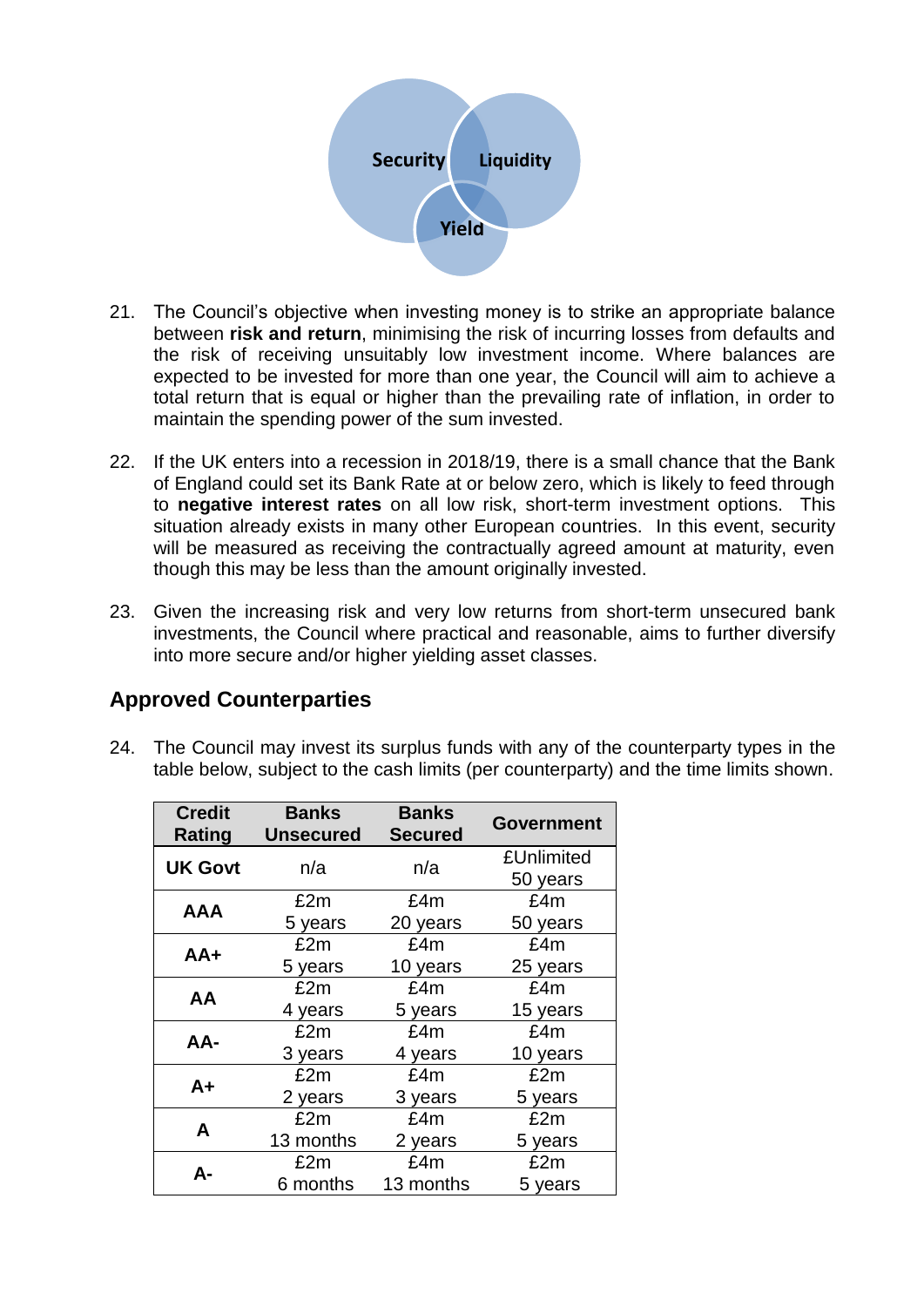Security Liquidity Yield

21. The Council's objective when investing money is to strike an appropriate balance between **risk and return**, minimising the risk of incurring losses from defaults and the risk of receiving unsuitably low investment income. Where balances are expected to be invested for more than one year, the Council will aim to achieve a total return that is equal or higher than the prevailing rate of inflation, in order to maintain the spending power of the sum invested.

22. If the UK enters into a recession in 2018/19, there is a small chance that the Bank of England could set its Bank Rate at or below zero, which is likely to feed through to **negative interest rates** on all low risk, short-term investment options. This situation already exists in many other European countries. In this event, security will be measured as receiving the contractually agreed amount at maturity, even though this may be less than the amount originally invested.

23. Given the increasing risk and very low returns from short-term unsecured bank investments, the Council where practical and reasonable, aims to further diversify into more secure and/or higher yielding asset classes.

## Approved Counterparties

24. The Council may invest its surplus funds with any of the counterparty types in the table below, subject to the cash limits (per counterparty) and the time limits shown.

| Credit Rating | Banks Unsecured | Banks Secured | Government |
|---|---|---|---|
| **UK Govt** | n/a | n/a | £Unlimited 50 years |
| **AAA** | £2m 5 years | £4m 20 years | £4m 50 years |
| **AA+** | £2m 5 years | £4m 10 years | £4m 25 years |
| **AA** | £2m 4 years | £4m 5 years | £4m 15 years |
| **AA-** | £2m 3 years | £4m 4 years | £4m 10 years |
| **A+** | £2m 2 years | £4m 3 years | £2m 5 years |
| **A** | £2m 13 months | £4m 2 years | £2m 5 years |
| **A-** | £2m 6 months | £4m 13 months | £2m 5 years |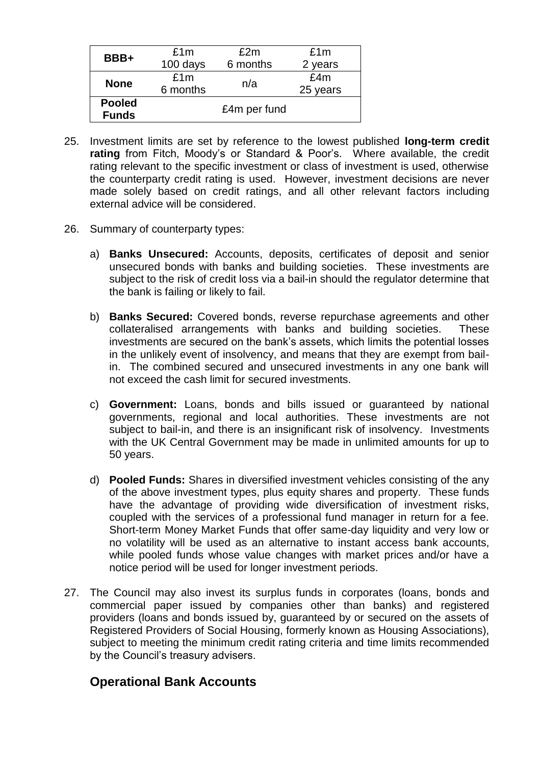| | | | |
|---|---|---|---|
| **BBB+** | £1m<br>100 days | £2m<br>6 months | £1m<br>2 years |
| **None** | £1m<br>6 months | n/a | £4m<br>25 years |
| **Pooled Funds** | £4m per fund | | |

25. Investment limits are set by reference to the lowest published **long-term credit rating** from Fitch, Moody's or Standard & Poor's. Where available, the credit rating relevant to the specific investment or class of investment is used, otherwise the counterparty credit rating is used. However, investment decisions are never made solely based on credit ratings, and all other relevant factors including external advice will be considered.

26. Summary of counterparty types:

    a) **Banks Unsecured:** Accounts, deposits, certificates of deposit and senior unsecured bonds with banks and building societies. These investments are subject to the risk of credit loss via a bail-in should the regulator determine that the bank is failing or likely to fail.

    b) **Banks Secured:** Covered bonds, reverse repurchase agreements and other collateralised arrangements with banks and building societies. These investments are secured on the bank's assets, which limits the potential losses in the unlikely event of insolvency, and means that they are exempt from bail-in. The combined secured and unsecured investments in any one bank will not exceed the cash limit for secured investments.

    c) **Government:** Loans, bonds and bills issued or guaranteed by national governments, regional and local authorities. These investments are not subject to bail-in, and there is an insignificant risk of insolvency. Investments with the UK Central Government may be made in unlimited amounts for up to 50 years.

    d) **Pooled Funds:** Shares in diversified investment vehicles consisting of the any of the above investment types, plus equity shares and property. These funds have the advantage of providing wide diversification of investment risks, coupled with the services of a professional fund manager in return for a fee. Short-term Money Market Funds that offer same-day liquidity and very low or no volatility will be used as an alternative to instant access bank accounts, while pooled funds whose value changes with market prices and/or have a notice period will be used for longer investment periods.

27. The Council may also invest its surplus funds in corporates (loans, bonds and commercial paper issued by companies other than banks) and registered providers (loans and bonds issued by, guaranteed by or secured on the assets of Registered Providers of Social Housing, formerly known as Housing Associations), subject to meeting the minimum credit rating criteria and time limits recommended by the Council's treasury advisers.

## Operational Bank Accounts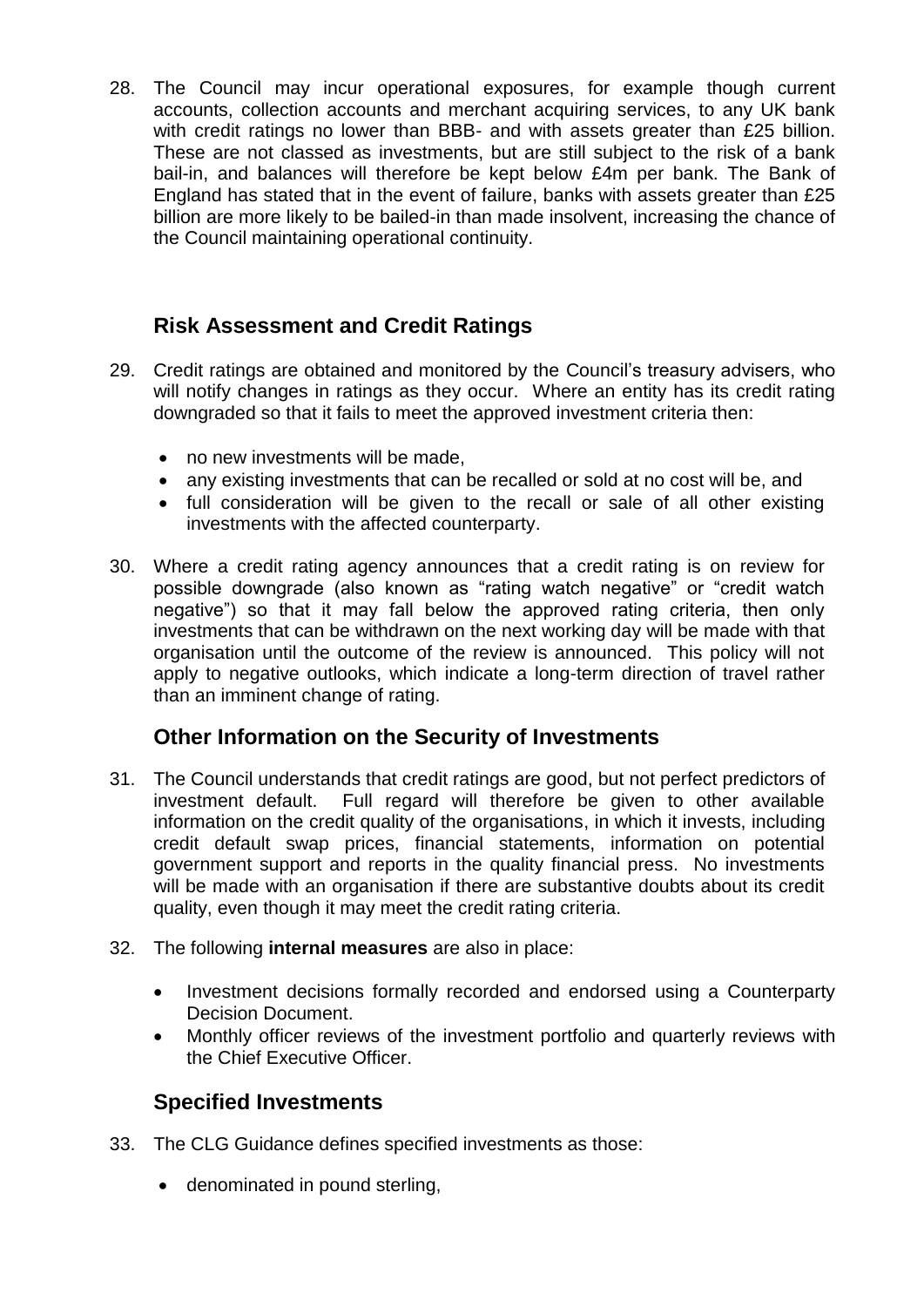28. The Council may incur operational exposures, for example though current accounts, collection accounts and merchant acquiring services, to any UK bank with credit ratings no lower than BBB- and with assets greater than £25 billion. These are not classed as investments, but are still subject to the risk of a bank bail-in, and balances will therefore be kept below £4m per bank. The Bank of England has stated that in the event of failure, banks with assets greater than £25 billion are more likely to be bailed-in than made insolvent, increasing the chance of the Council maintaining operational continuity.

## Risk Assessment and Credit Ratings

29. Credit ratings are obtained and monitored by the Council's treasury advisers, who will notify changes in ratings as they occur. Where an entity has its credit rating downgraded so that it fails to meet the approved investment criteria then:

    - no new investments will be made,
    - any existing investments that can be recalled or sold at no cost will be, and
    - full consideration will be given to the recall or sale of all other existing investments with the affected counterparty.

30. Where a credit rating agency announces that a credit rating is on review for possible downgrade (also known as "rating watch negative" or "credit watch negative") so that it may fall below the approved rating criteria, then only investments that can be withdrawn on the next working day will be made with that organisation until the outcome of the review is announced. This policy will not apply to negative outlooks, which indicate a long-term direction of travel rather than an imminent change of rating.

## Other Information on the Security of Investments

31. The Council understands that credit ratings are good, but not perfect predictors of investment default. Full regard will therefore be given to other available information on the credit quality of the organisations, in which it invests, including credit default swap prices, financial statements, information on potential government support and reports in the quality financial press. No investments will be made with an organisation if there are substantive doubts about its credit quality, even though it may meet the credit rating criteria.

32. The following **internal measures** are also in place:

    - Investment decisions formally recorded and endorsed using a Counterparty Decision Document.
    - Monthly officer reviews of the investment portfolio and quarterly reviews with the Chief Executive Officer.

## Specified Investments

33. The CLG Guidance defines specified investments as those:

    - denominated in pound sterling,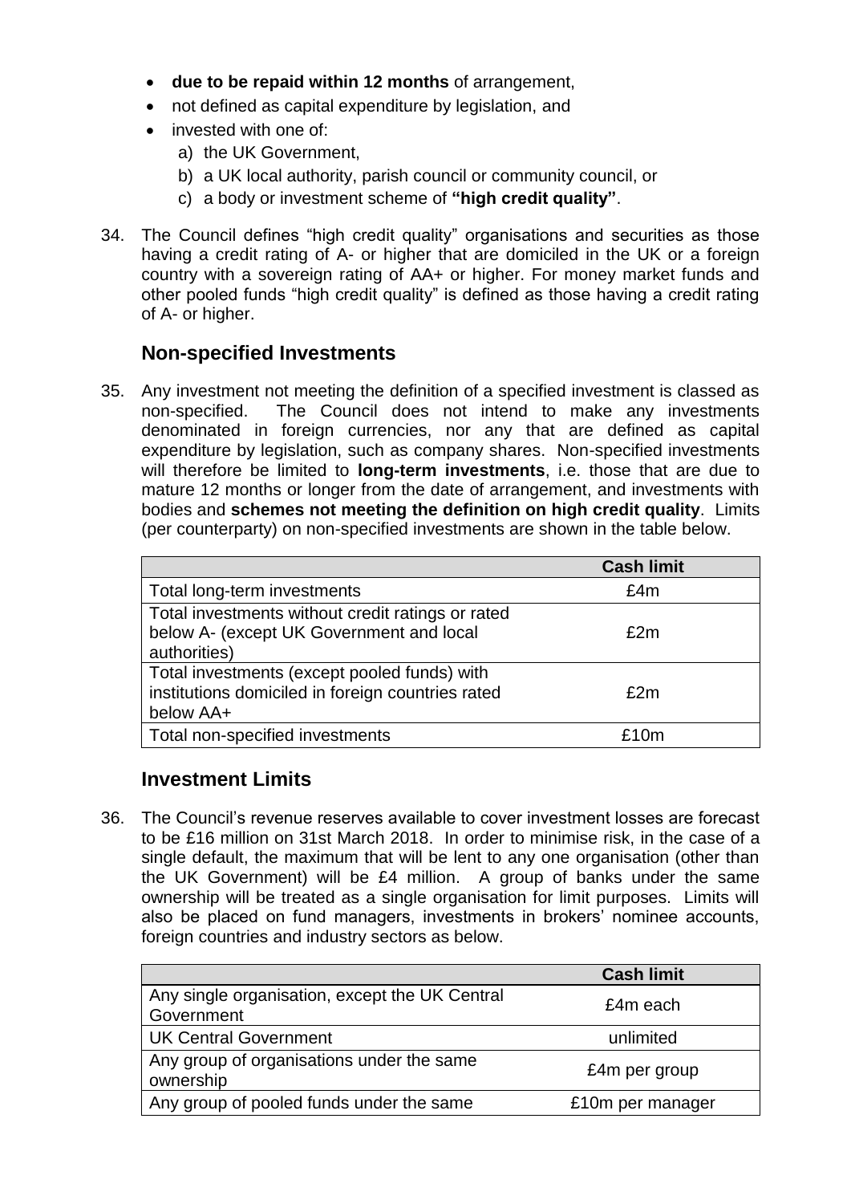- **due to be repaid within 12 months** of arrangement,
- not defined as capital expenditure by legislation, and
- invested with one of:
  a) the UK Government,
  b) a UK local authority, parish council or community council, or
  c) a body or investment scheme of **"high credit quality"**.

34. The Council defines "high credit quality" organisations and securities as those having a credit rating of A- or higher that are domiciled in the UK or a foreign country with a sovereign rating of AA+ or higher. For money market funds and other pooled funds "high credit quality" is defined as those having a credit rating of A- or higher.

## Non-specified Investments

35. Any investment not meeting the definition of a specified investment is classed as non-specified. The Council does not intend to make any investments denominated in foreign currencies, nor any that are defined as capital expenditure by legislation, such as company shares. Non-specified investments will therefore be limited to **long-term investments**, i.e. those that are due to mature 12 months or longer from the date of arrangement, and investments with bodies and **schemes not meeting the definition on high credit quality**. Limits (per counterparty) on non-specified investments are shown in the table below.

| | Cash limit |
|---|---|
| Total long-term investments | £4m |
| Total investments without credit ratings or rated below A- (except UK Government and local authorities) | £2m |
| Total investments (except pooled funds) with institutions domiciled in foreign countries rated below AA+ | £2m |
| Total non-specified investments | £10m |

## Investment Limits

36. The Council's revenue reserves available to cover investment losses are forecast to be £16 million on 31st March 2018. In order to minimise risk, in the case of a single default, the maximum that will be lent to any one organisation (other than the UK Government) will be £4 million. A group of banks under the same ownership will be treated as a single organisation for limit purposes. Limits will also be placed on fund managers, investments in brokers' nominee accounts, foreign countries and industry sectors as below.

| | Cash limit |
|---|---|
| Any single organisation, except the UK Central Government | £4m each |
| UK Central Government | unlimited |
| Any group of organisations under the same ownership | £4m per group |
| Any group of pooled funds under the same | £10m per manager |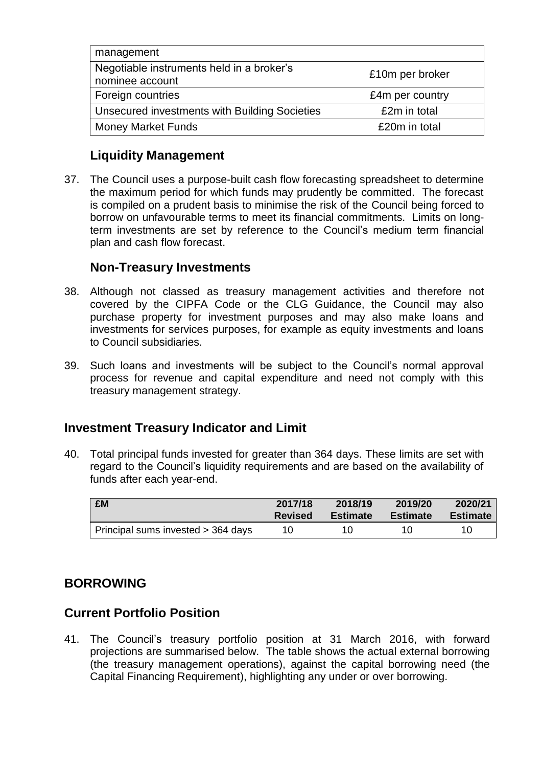| | |
|---|---|
| management | |
| Negotiable instruments held in a broker's nominee account | £10m per broker |
| Foreign countries | £4m per country |
| Unsecured investments with Building Societies | £2m in total |
| Money Market Funds | £20m in total |

### Liquidity Management

37. The Council uses a purpose-built cash flow forecasting spreadsheet to determine the maximum period for which funds may prudently be committed. The forecast is compiled on a prudent basis to minimise the risk of the Council being forced to borrow on unfavourable terms to meet its financial commitments. Limits on long-term investments are set by reference to the Council's medium term financial plan and cash flow forecast.

### Non-Treasury Investments

38. Although not classed as treasury management activities and therefore not covered by the CIPFA Code or the CLG Guidance, the Council may also purchase property for investment purposes and may also make loans and investments for services purposes, for example as equity investments and loans to Council subsidiaries.

39. Such loans and investments will be subject to the Council's normal approval process for revenue and capital expenditure and need not comply with this treasury management strategy.

## Investment Treasury Indicator and Limit

40. Total principal funds invested for greater than 364 days. These limits are set with regard to the Council's liquidity requirements and are based on the availability of funds after each year-end.

| £M | 2017/18 Revised | 2018/19 Estimate | 2019/20 Estimate | 2020/21 Estimate |
|---|---|---|---|---|
| Principal sums invested > 364 days | 10 | 10 | 10 | 10 |

## BORROWING

## Current Portfolio Position

41. The Council's treasury portfolio position at 31 March 2016, with forward projections are summarised below. The table shows the actual external borrowing (the treasury management operations), against the capital borrowing need (the Capital Financing Requirement), highlighting any under or over borrowing.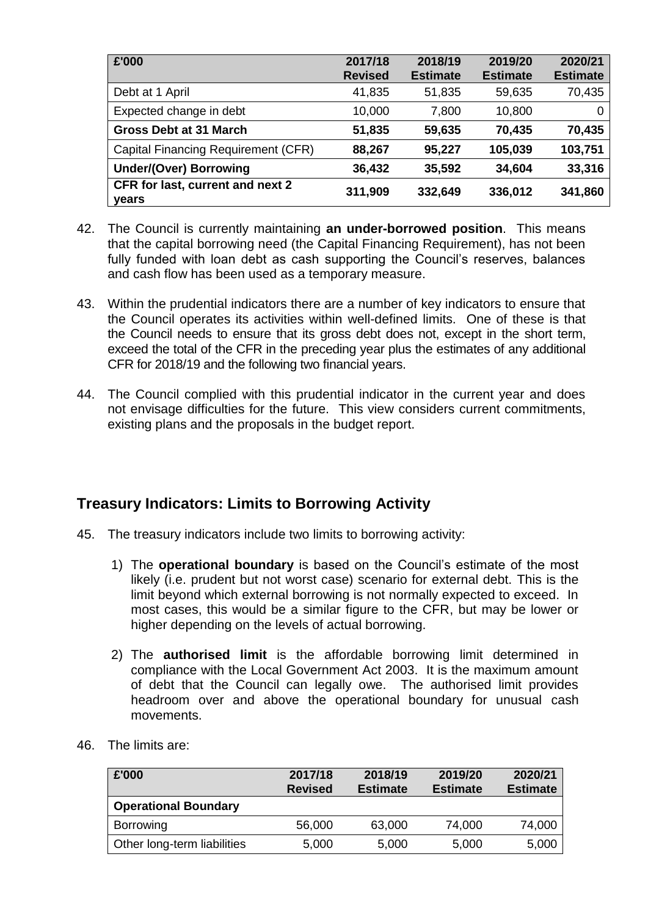| £'000 | 2017/18 Revised | 2018/19 Estimate | 2019/20 Estimate | 2020/21 Estimate |
|---|---|---|---|---|
| Debt at 1 April | 41,835 | 51,835 | 59,635 | 70,435 |
| Expected change in debt | 10,000 | 7,800 | 10,800 | 0 |
| **Gross Debt at 31 March** | **51,835** | **59,635** | **70,435** | **70,435** |
| Capital Financing Requirement (CFR) | **88,267** | **95,227** | **105,039** | **103,751** |
| **Under/(Over) Borrowing** | **36,432** | **35,592** | **34,604** | **33,316** |
| **CFR for last, current and next 2 years** | **311,909** | **332,649** | **336,012** | **341,860** |

42. The Council is currently maintaining **an under-borrowed position**. This means that the capital borrowing need (the Capital Financing Requirement), has not been fully funded with loan debt as cash supporting the Council's reserves, balances and cash flow has been used as a temporary measure.

43. Within the prudential indicators there are a number of key indicators to ensure that the Council operates its activities within well-defined limits. One of these is that the Council needs to ensure that its gross debt does not, except in the short term, exceed the total of the CFR in the preceding year plus the estimates of any additional CFR for 2018/19 and the following two financial years.

44. The Council complied with this prudential indicator in the current year and does not envisage difficulties for the future. This view considers current commitments, existing plans and the proposals in the budget report.

## Treasury Indicators: Limits to Borrowing Activity

45. The treasury indicators include two limits to borrowing activity:

    1) The **operational boundary** is based on the Council's estimate of the most likely (i.e. prudent but not worst case) scenario for external debt. This is the limit beyond which external borrowing is not normally expected to exceed. In most cases, this would be a similar figure to the CFR, but may be lower or higher depending on the levels of actual borrowing.

    2) The **authorised limit** is the affordable borrowing limit determined in compliance with the Local Government Act 2003. It is the maximum amount of debt that the Council can legally owe. The authorised limit provides headroom over and above the operational boundary for unusual cash movements.

46. The limits are:

| £'000 | 2017/18 Revised | 2018/19 Estimate | 2019/20 Estimate | 2020/21 Estimate |
|---|---|---|---|---|
| **Operational Boundary** | | | | |
| Borrowing | 56,000 | 63,000 | 74,000 | 74,000 |
| Other long-term liabilities | 5,000 | 5,000 | 5,000 | 5,000 |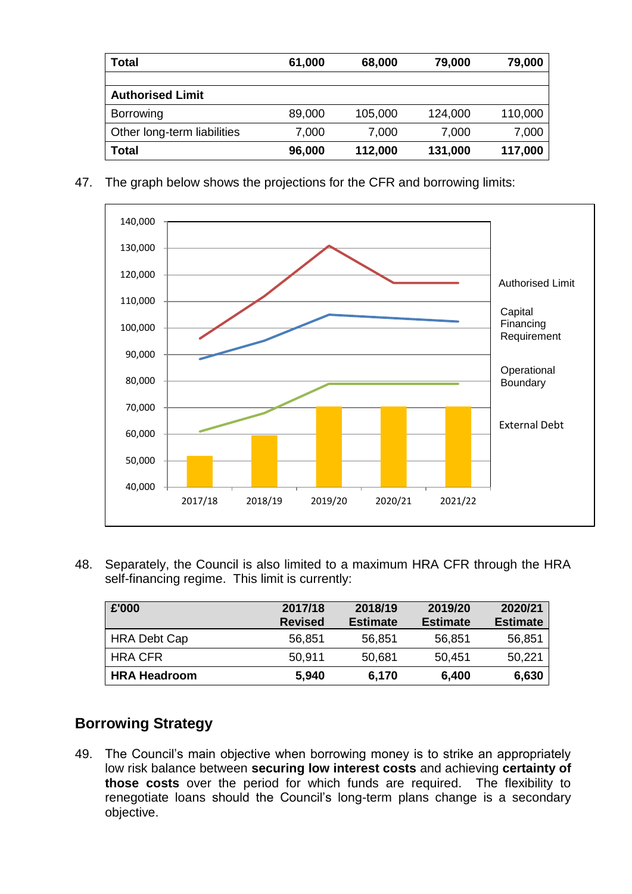| Total | 61,000 | 68,000 | 79,000 | 79,000 |
|---|---|---|---|---|
| | | | | |
| **Authorised Limit** | | | | |
| Borrowing | 89,000 | 105,000 | 124,000 | 110,000 |
| Other long-term liabilities | 7,000 | 7,000 | 7,000 | 7,000 |
| **Total** | **96,000** | **112,000** | **131,000** | **117,000** |

47. The graph below shows the projections for the CFR and borrowing limits:

48. Separately, the Council is also limited to a maximum HRA CFR through the HRA self-financing regime. This limit is currently:

| £'000 | 2017/18 Revised | 2018/19 Estimate | 2019/20 Estimate | 2020/21 Estimate |
|---|---|---|---|---|
| HRA Debt Cap | 56,851 | 56,851 | 56,851 | 56,851 |
| HRA CFR | 50,911 | 50,681 | 50,451 | 50,221 |
| **HRA Headroom** | **5,940** | **6,170** | **6,400** | **6,630** |

## Borrowing Strategy

49. The Council's main objective when borrowing money is to strike an appropriately low risk balance between **securing low interest costs** and achieving **certainty of those costs** over the period for which funds are required. The flexibility to renegotiate loans should the Council's long-term plans change is a secondary objective.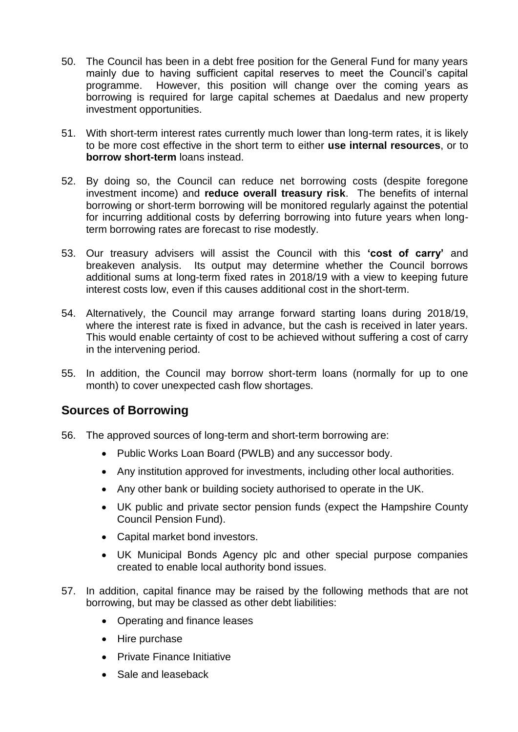50. The Council has been in a debt free position for the General Fund for many years mainly due to having sufficient capital reserves to meet the Council's capital programme. However, this position will change over the coming years as borrowing is required for large capital schemes at Daedalus and new property investment opportunities.

51. With short-term interest rates currently much lower than long-term rates, it is likely to be more cost effective in the short term to either **use internal resources**, or to **borrow short-term** loans instead.

52. By doing so, the Council can reduce net borrowing costs (despite foregone investment income) and **reduce overall treasury risk**. The benefits of internal borrowing or short-term borrowing will be monitored regularly against the potential for incurring additional costs by deferring borrowing into future years when long-term borrowing rates are forecast to rise modestly.

53. Our treasury advisers will assist the Council with this **'cost of carry'** and breakeven analysis. Its output may determine whether the Council borrows additional sums at long-term fixed rates in 2018/19 with a view to keeping future interest costs low, even if this causes additional cost in the short-term.

54. Alternatively, the Council may arrange forward starting loans during 2018/19, where the interest rate is fixed in advance, but the cash is received in later years. This would enable certainty of cost to be achieved without suffering a cost of carry in the intervening period.

55. In addition, the Council may borrow short-term loans (normally for up to one month) to cover unexpected cash flow shortages.

## Sources of Borrowing

56. The approved sources of long-term and short-term borrowing are:

    - Public Works Loan Board (PWLB) and any successor body.
    - Any institution approved for investments, including other local authorities.
    - Any other bank or building society authorised to operate in the UK.
    - UK public and private sector pension funds (expect the Hampshire County Council Pension Fund).
    - Capital market bond investors.
    - UK Municipal Bonds Agency plc and other special purpose companies created to enable local authority bond issues.

57. In addition, capital finance may be raised by the following methods that are not borrowing, but may be classed as other debt liabilities:

    - Operating and finance leases
    - Hire purchase
    - Private Finance Initiative
    - Sale and leaseback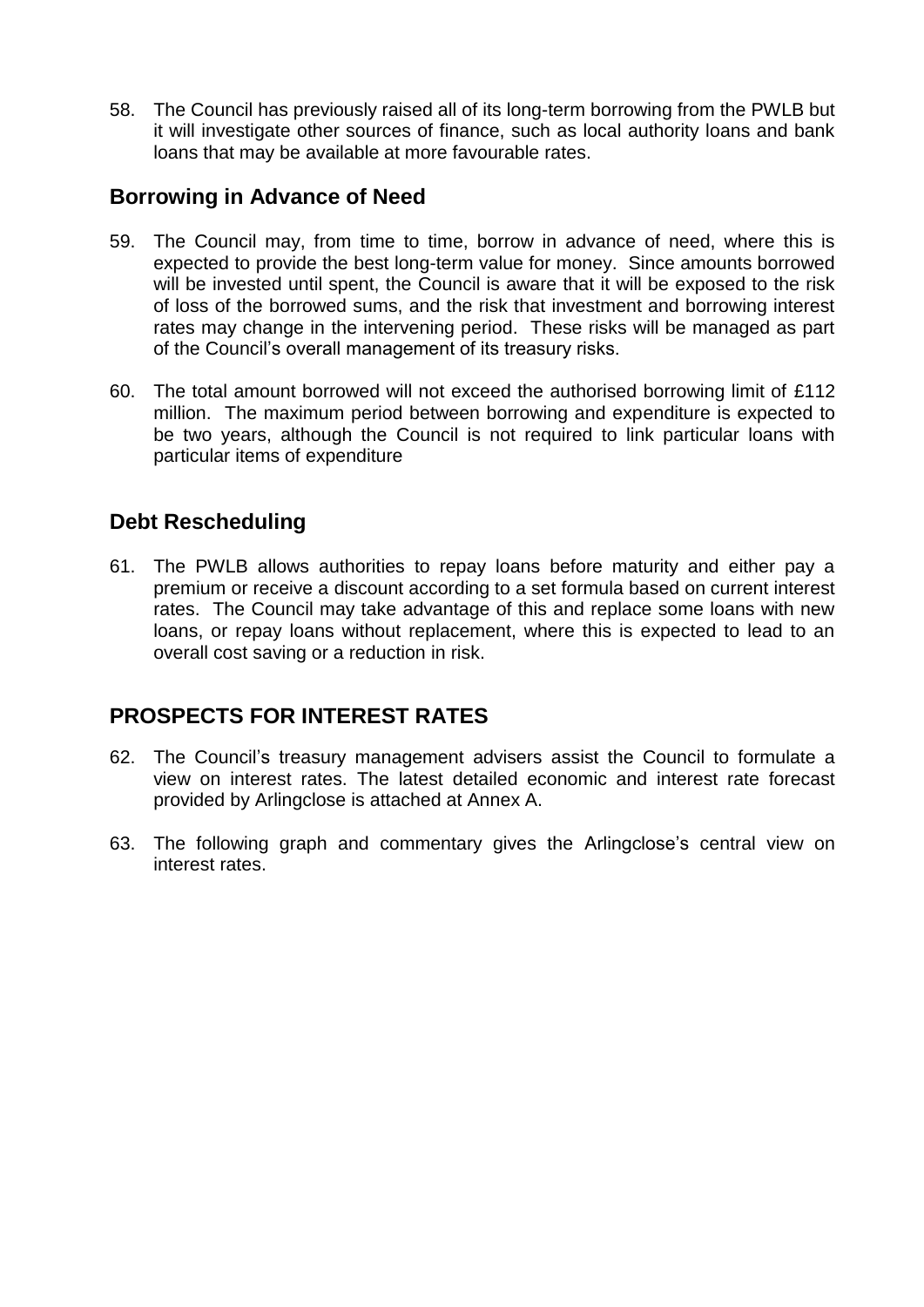58. The Council has previously raised all of its long-term borrowing from the PWLB but it will investigate other sources of finance, such as local authority loans and bank loans that may be available at more favourable rates.

## Borrowing in Advance of Need

59. The Council may, from time to time, borrow in advance of need, where this is expected to provide the best long-term value for money. Since amounts borrowed will be invested until spent, the Council is aware that it will be exposed to the risk of loss of the borrowed sums, and the risk that investment and borrowing interest rates may change in the intervening period. These risks will be managed as part of the Council's overall management of its treasury risks.

60. The total amount borrowed will not exceed the authorised borrowing limit of £112 million. The maximum period between borrowing and expenditure is expected to be two years, although the Council is not required to link particular loans with particular items of expenditure

## Debt Rescheduling

61. The PWLB allows authorities to repay loans before maturity and either pay a premium or receive a discount according to a set formula based on current interest rates. The Council may take advantage of this and replace some loans with new loans, or repay loans without replacement, where this is expected to lead to an overall cost saving or a reduction in risk.

# PROSPECTS FOR INTEREST RATES

62. The Council's treasury management advisers assist the Council to formulate a view on interest rates. The latest detailed economic and interest rate forecast provided by Arlingclose is attached at Annex A.

63. The following graph and commentary gives the Arlingclose's central view on interest rates.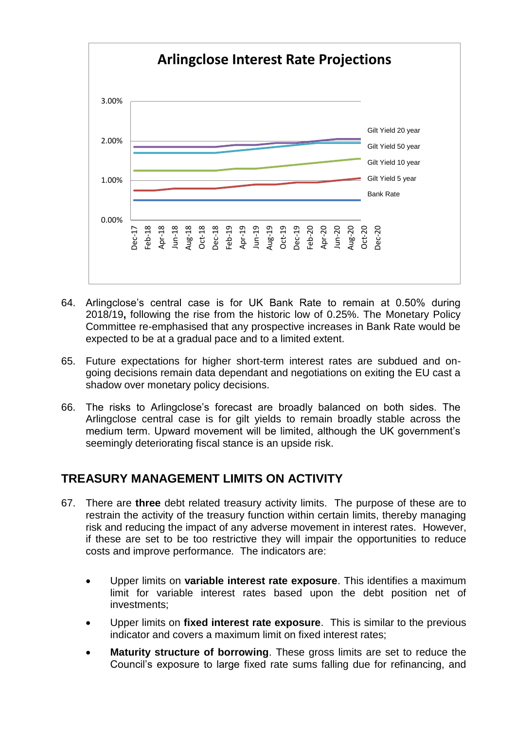**Arlingclose Interest Rate Projections**

64. Arlingclose's central case is for UK Bank Rate to remain at 0.50% during 2018/19**,** following the rise from the historic low of 0.25%. The Monetary Policy Committee re-emphasised that any prospective increases in Bank Rate would be expected to be at a gradual pace and to a limited extent.

65. Future expectations for higher short-term interest rates are subdued and on-going decisions remain data dependant and negotiations on exiting the EU cast a shadow over monetary policy decisions.

66. The risks to Arlingclose's forecast are broadly balanced on both sides. The Arlingclose central case is for gilt yields to remain broadly stable across the medium term. Upward movement will be limited, although the UK government's seemingly deteriorating fiscal stance is an upside risk.

## TREASURY MANAGEMENT LIMITS ON ACTIVITY

67. There are **three** debt related treasury activity limits. The purpose of these are to restrain the activity of the treasury function within certain limits, thereby managing risk and reducing the impact of any adverse movement in interest rates. However, if these are set to be too restrictive they will impair the opportunities to reduce costs and improve performance. The indicators are:

    - Upper limits on **variable interest rate exposure**. This identifies a maximum limit for variable interest rates based upon the debt position net of investments;
    - Upper limits on **fixed interest rate exposure**. This is similar to the previous indicator and covers a maximum limit on fixed interest rates;
    - **Maturity structure of borrowing**. These gross limits are set to reduce the Council's exposure to large fixed rate sums falling due for refinancing, and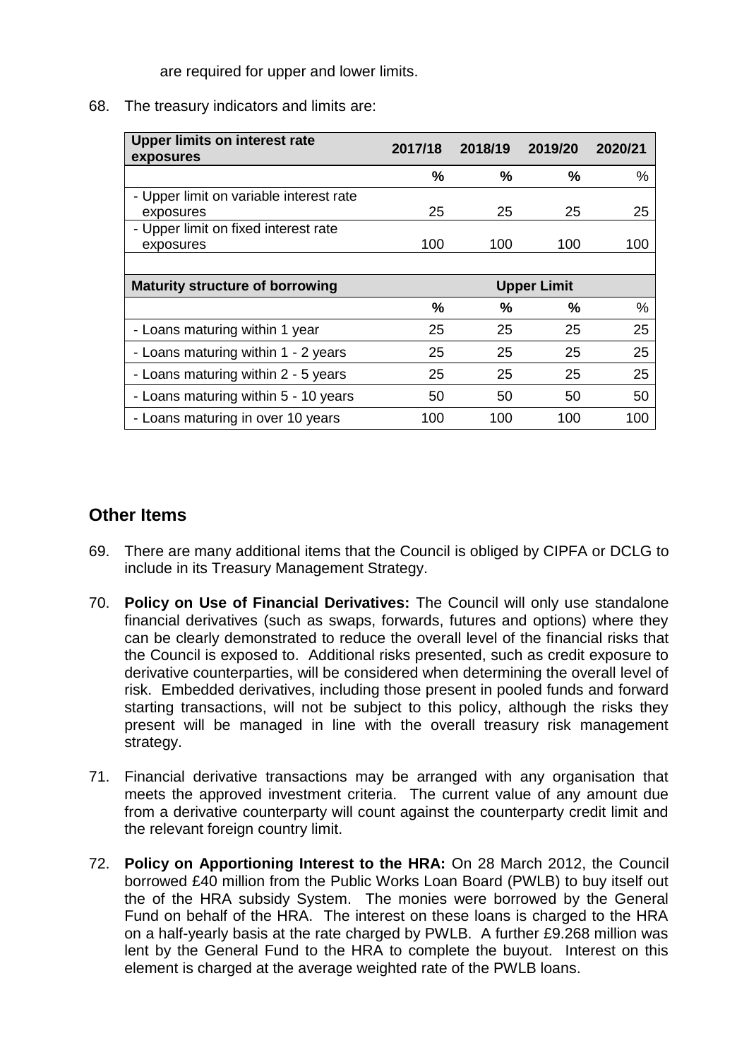are required for upper and lower limits.

68. The treasury indicators and limits are:

| Upper limits on interest rate exposures | 2017/18 | 2018/19 | 2019/20 | 2020/21 |
|---|---|---|---|---|
| | % | % | % | % |
| - Upper limit on variable interest rate exposures | 25 | 25 | 25 | 25 |
| - Upper limit on fixed interest rate exposures | 100 | 100 | 100 | 100 |
| | | | | |
| **Maturity structure of borrowing** | | | **Upper Limit** | |
| | % | % | % | % |
| - Loans maturing within 1 year | 25 | 25 | 25 | 25 |
| - Loans maturing within 1 - 2 years | 25 | 25 | 25 | 25 |
| - Loans maturing within 2 - 5 years | 25 | 25 | 25 | 25 |
| - Loans maturing within 5 - 10 years | 50 | 50 | 50 | 50 |
| - Loans maturing in over 10 years | 100 | 100 | 100 | 100 |

## Other Items

69. There are many additional items that the Council is obliged by CIPFA or DCLG to include in its Treasury Management Strategy.

70. **Policy on Use of Financial Derivatives:** The Council will only use standalone financial derivatives (such as swaps, forwards, futures and options) where they can be clearly demonstrated to reduce the overall level of the financial risks that the Council is exposed to. Additional risks presented, such as credit exposure to derivative counterparties, will be considered when determining the overall level of risk. Embedded derivatives, including those present in pooled funds and forward starting transactions, will not be subject to this policy, although the risks they present will be managed in line with the overall treasury risk management strategy.

71. Financial derivative transactions may be arranged with any organisation that meets the approved investment criteria. The current value of any amount due from a derivative counterparty will count against the counterparty credit limit and the relevant foreign country limit.

72. **Policy on Apportioning Interest to the HRA:** On 28 March 2012, the Council borrowed £40 million from the Public Works Loan Board (PWLB) to buy itself out the of the HRA subsidy System. The monies were borrowed by the General Fund on behalf of the HRA. The interest on these loans is charged to the HRA on a half-yearly basis at the rate charged by PWLB. A further £9.268 million was lent by the General Fund to the HRA to complete the buyout. Interest on this element is charged at the average weighted rate of the PWLB loans.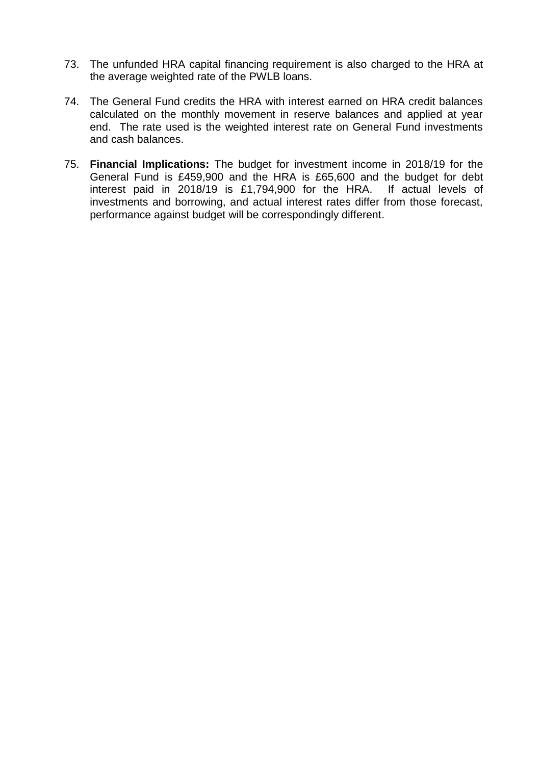73. The unfunded HRA capital financing requirement is also charged to the HRA at the average weighted rate of the PWLB loans.

74. The General Fund credits the HRA with interest earned on HRA credit balances calculated on the monthly movement in reserve balances and applied at year end. The rate used is the weighted interest rate on General Fund investments and cash balances.

75. **Financial Implications:** The budget for investment income in 2018/19 for the General Fund is £459,900 and the HRA is £65,600 and the budget for debt interest paid in 2018/19 is £1,794,900 for the HRA. If actual levels of investments and borrowing, and actual interest rates differ from those forecast, performance against budget will be correspondingly different.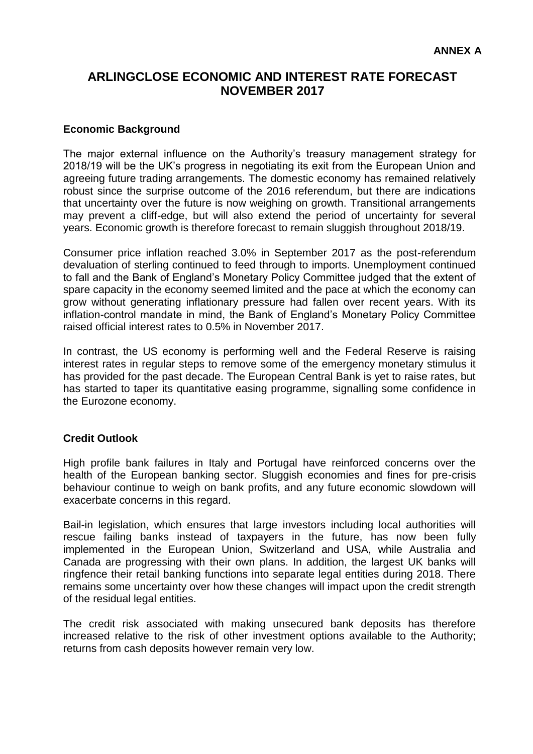**ANNEX A**

# ARLINGCLOSE ECONOMIC AND INTEREST RATE FORECAST NOVEMBER 2017

## Economic Background

The major external influence on the Authority's treasury management strategy for 2018/19 will be the UK's progress in negotiating its exit from the European Union and agreeing future trading arrangements. The domestic economy has remained relatively robust since the surprise outcome of the 2016 referendum, but there are indications that uncertainty over the future is now weighing on growth. Transitional arrangements may prevent a cliff-edge, but will also extend the period of uncertainty for several years. Economic growth is therefore forecast to remain sluggish throughout 2018/19.

Consumer price inflation reached 3.0% in September 2017 as the post-referendum devaluation of sterling continued to feed through to imports. Unemployment continued to fall and the Bank of England's Monetary Policy Committee judged that the extent of spare capacity in the economy seemed limited and the pace at which the economy can grow without generating inflationary pressure had fallen over recent years. With its inflation-control mandate in mind, the Bank of England's Monetary Policy Committee raised official interest rates to 0.5% in November 2017.

In contrast, the US economy is performing well and the Federal Reserve is raising interest rates in regular steps to remove some of the emergency monetary stimulus it has provided for the past decade. The European Central Bank is yet to raise rates, but has started to taper its quantitative easing programme, signalling some confidence in the Eurozone economy.

## Credit Outlook

High profile bank failures in Italy and Portugal have reinforced concerns over the health of the European banking sector. Sluggish economies and fines for pre-crisis behaviour continue to weigh on bank profits, and any future economic slowdown will exacerbate concerns in this regard.

Bail-in legislation, which ensures that large investors including local authorities will rescue failing banks instead of taxpayers in the future, has now been fully implemented in the European Union, Switzerland and USA, while Australia and Canada are progressing with their own plans. In addition, the largest UK banks will ringfence their retail banking functions into separate legal entities during 2018. There remains some uncertainty over how these changes will impact upon the credit strength of the residual legal entities.

The credit risk associated with making unsecured bank deposits has therefore increased relative to the risk of other investment options available to the Authority; returns from cash deposits however remain very low.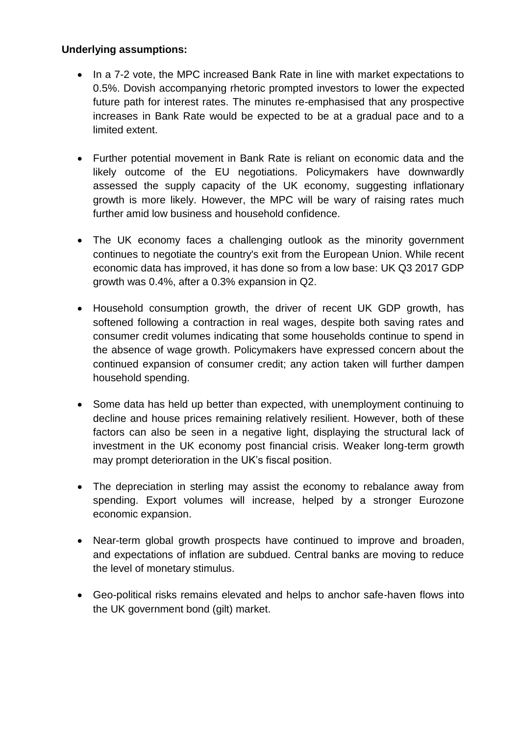**Underlying assumptions:**

- In a 7-2 vote, the MPC increased Bank Rate in line with market expectations to 0.5%. Dovish accompanying rhetoric prompted investors to lower the expected future path for interest rates. The minutes re-emphasised that any prospective increases in Bank Rate would be expected to be at a gradual pace and to a limited extent.

- Further potential movement in Bank Rate is reliant on economic data and the likely outcome of the EU negotiations. Policymakers have downwardly assessed the supply capacity of the UK economy, suggesting inflationary growth is more likely. However, the MPC will be wary of raising rates much further amid low business and household confidence.

- The UK economy faces a challenging outlook as the minority government continues to negotiate the country's exit from the European Union. While recent economic data has improved, it has done so from a low base: UK Q3 2017 GDP growth was 0.4%, after a 0.3% expansion in Q2.

- Household consumption growth, the driver of recent UK GDP growth, has softened following a contraction in real wages, despite both saving rates and consumer credit volumes indicating that some households continue to spend in the absence of wage growth. Policymakers have expressed concern about the continued expansion of consumer credit; any action taken will further dampen household spending.

- Some data has held up better than expected, with unemployment continuing to decline and house prices remaining relatively resilient. However, both of these factors can also be seen in a negative light, displaying the structural lack of investment in the UK economy post financial crisis. Weaker long-term growth may prompt deterioration in the UK's fiscal position.

- The depreciation in sterling may assist the economy to rebalance away from spending. Export volumes will increase, helped by a stronger Eurozone economic expansion.

- Near-term global growth prospects have continued to improve and broaden, and expectations of inflation are subdued. Central banks are moving to reduce the level of monetary stimulus.

- Geo-political risks remains elevated and helps to anchor safe-haven flows into the UK government bond (gilt) market.